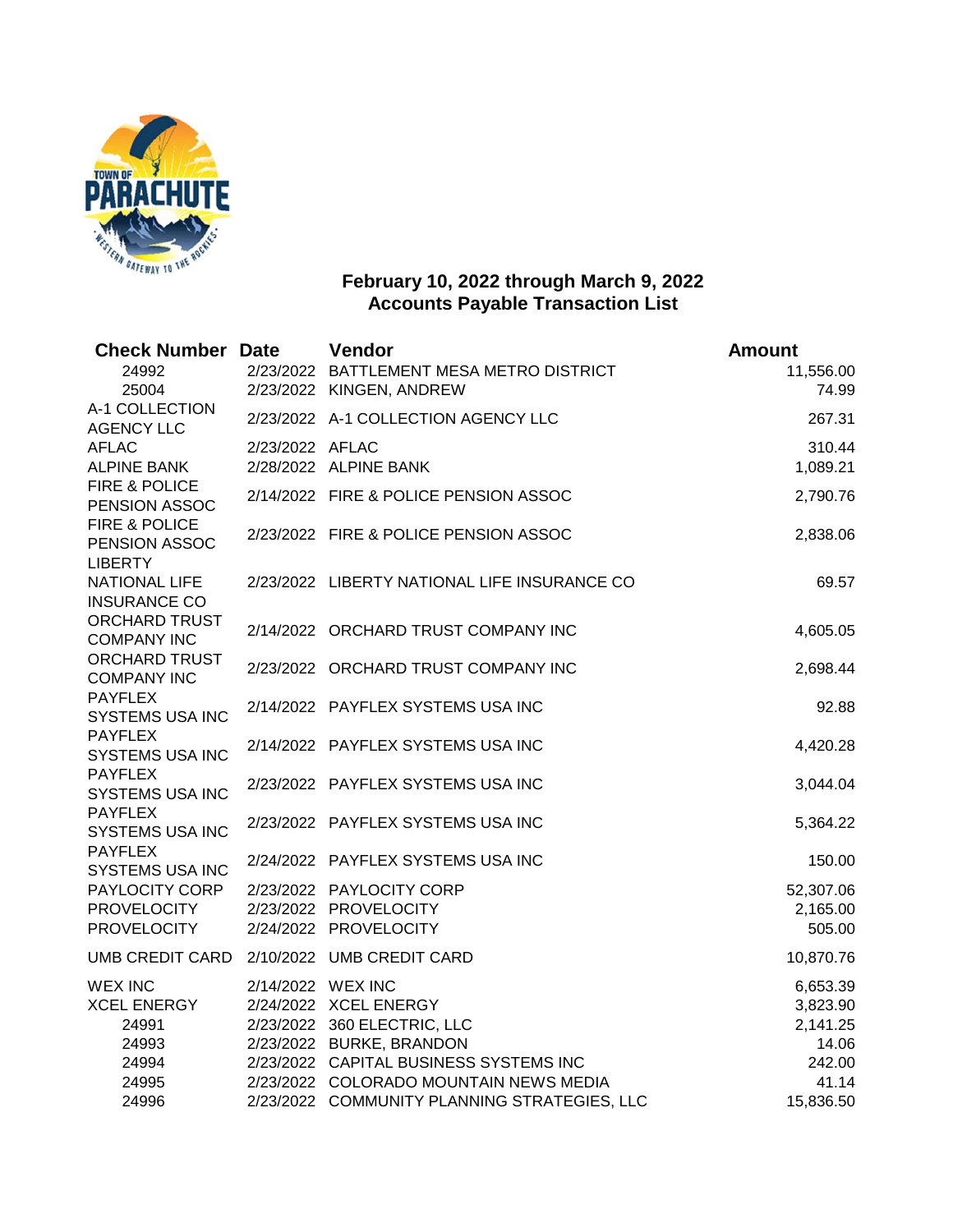## February 10, 2022 through March 9, 2022
## Accounts Payable Transaction List

| Check Number | Date | Vendor | Amount |
|---|---|---|---|
| 24992 | 2/23/2022 | BATTLEMENT MESA METRO DISTRICT | 11,556.00 |
| 25004 | 2/23/2022 | KINGEN, ANDREW | 74.99 |
| A-1 COLLECTION AGENCY LLC | 2/23/2022 | A-1 COLLECTION AGENCY LLC | 267.31 |
| AFLAC | 2/23/2022 | AFLAC | 310.44 |
| ALPINE BANK | 2/28/2022 | ALPINE BANK | 1,089.21 |
| FIRE & POLICE PENSION ASSOC | 2/14/2022 | FIRE & POLICE PENSION ASSOC | 2,790.76 |
| FIRE & POLICE PENSION ASSOC | 2/23/2022 | FIRE & POLICE PENSION ASSOC | 2,838.06 |
| LIBERTY NATIONAL LIFE INSURANCE CO | 2/23/2022 | LIBERTY NATIONAL LIFE INSURANCE CO | 69.57 |
| ORCHARD TRUST COMPANY INC | 2/14/2022 | ORCHARD TRUST COMPANY INC | 4,605.05 |
| ORCHARD TRUST COMPANY INC | 2/23/2022 | ORCHARD TRUST COMPANY INC | 2,698.44 |
| PAYFLEX SYSTEMS USA INC | 2/14/2022 | PAYFLEX SYSTEMS USA INC | 92.88 |
| PAYFLEX SYSTEMS USA INC | 2/14/2022 | PAYFLEX SYSTEMS USA INC | 4,420.28 |
| PAYFLEX SYSTEMS USA INC | 2/23/2022 | PAYFLEX SYSTEMS USA INC | 3,044.04 |
| PAYFLEX SYSTEMS USA INC | 2/23/2022 | PAYFLEX SYSTEMS USA INC | 5,364.22 |
| PAYFLEX SYSTEMS USA INC | 2/24/2022 | PAYFLEX SYSTEMS USA INC | 150.00 |
| PAYLOCITY CORP | 2/23/2022 | PAYLOCITY CORP | 52,307.06 |
| PROVELOCITY | 2/23/2022 | PROVELOCITY | 2,165.00 |
| PROVELOCITY | 2/24/2022 | PROVELOCITY | 505.00 |
| UMB CREDIT CARD | 2/10/2022 | UMB CREDIT CARD | 10,870.76 |
| WEX INC | 2/14/2022 | WEX INC | 6,653.39 |
| XCEL ENERGY | 2/24/2022 | XCEL ENERGY | 3,823.90 |
| 24991 | 2/23/2022 | 360 ELECTRIC, LLC | 2,141.25 |
| 24993 | 2/23/2022 | BURKE, BRANDON | 14.06 |
| 24994 | 2/23/2022 | CAPITAL BUSINESS SYSTEMS INC | 242.00 |
| 24995 | 2/23/2022 | COLORADO MOUNTAIN NEWS MEDIA | 41.14 |
| 24996 | 2/23/2022 | COMMUNITY PLANNING STRATEGIES, LLC | 15,836.50 |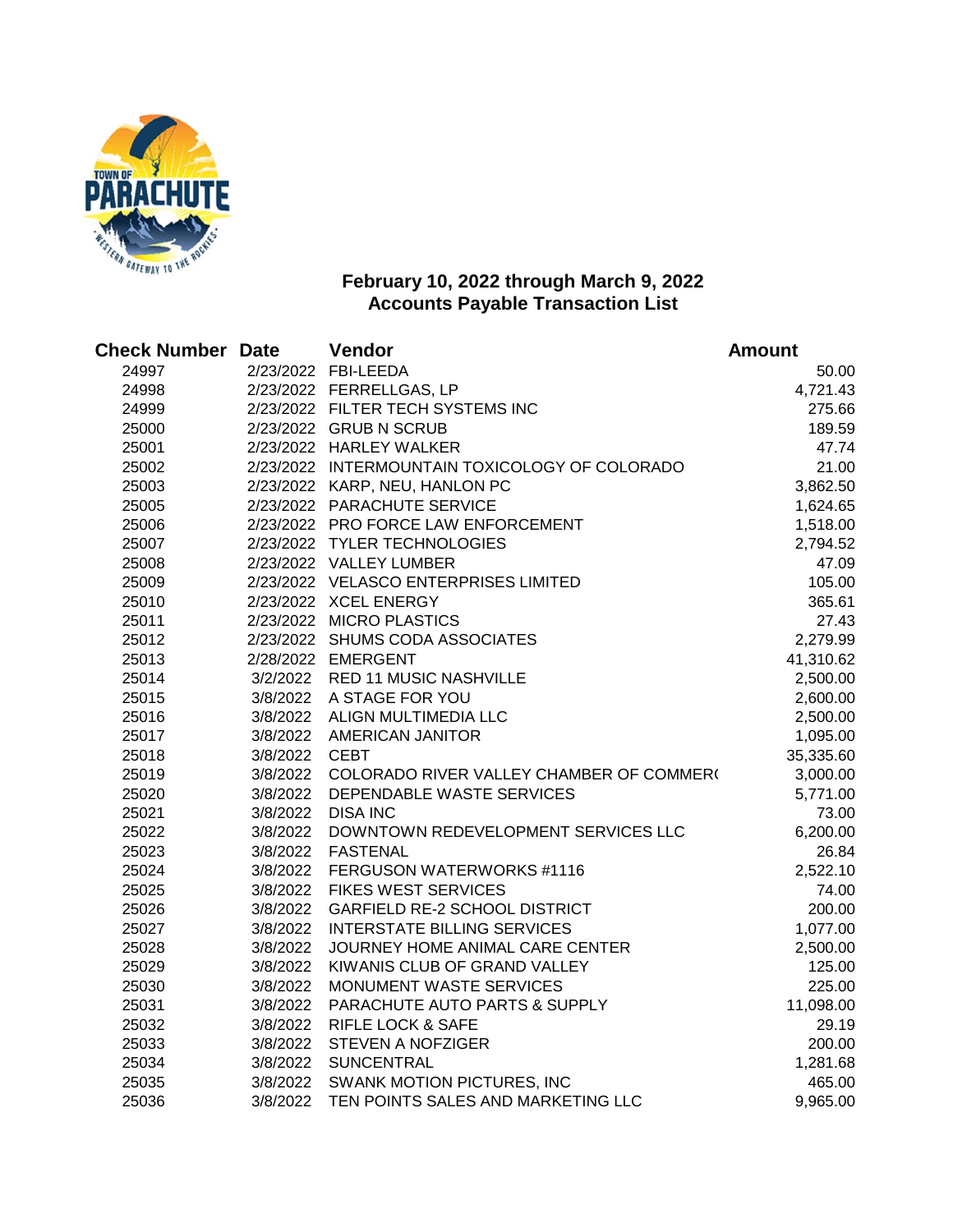## February 10, 2022 through March 9, 2022
## Accounts Payable Transaction List

| Check Number | Date | Vendor | Amount |
|---|---|---|---|
| 24997 | 2/23/2022 | FBI-LEEDA | 50.00 |
| 24998 | 2/23/2022 | FERRELLGAS, LP | 4,721.43 |
| 24999 | 2/23/2022 | FILTER TECH SYSTEMS INC | 275.66 |
| 25000 | 2/23/2022 | GRUB N SCRUB | 189.59 |
| 25001 | 2/23/2022 | HARLEY WALKER | 47.74 |
| 25002 | 2/23/2022 | INTERMOUNTAIN TOXICOLOGY OF COLORADO | 21.00 |
| 25003 | 2/23/2022 | KARP, NEU, HANLON PC | 3,862.50 |
| 25005 | 2/23/2022 | PARACHUTE SERVICE | 1,624.65 |
| 25006 | 2/23/2022 | PRO FORCE LAW ENFORCEMENT | 1,518.00 |
| 25007 | 2/23/2022 | TYLER TECHNOLOGIES | 2,794.52 |
| 25008 | 2/23/2022 | VALLEY LUMBER | 47.09 |
| 25009 | 2/23/2022 | VELASCO ENTERPRISES LIMITED | 105.00 |
| 25010 | 2/23/2022 | XCEL ENERGY | 365.61 |
| 25011 | 2/23/2022 | MICRO PLASTICS | 27.43 |
| 25012 | 2/23/2022 | SHUMS CODA ASSOCIATES | 2,279.99 |
| 25013 | 2/28/2022 | EMERGENT | 41,310.62 |
| 25014 | 3/2/2022 | RED 11 MUSIC NASHVILLE | 2,500.00 |
| 25015 | 3/8/2022 | A STAGE FOR YOU | 2,600.00 |
| 25016 | 3/8/2022 | ALIGN MULTIMEDIA LLC | 2,500.00 |
| 25017 | 3/8/2022 | AMERICAN JANITOR | 1,095.00 |
| 25018 | 3/8/2022 | CEBT | 35,335.60 |
| 25019 | 3/8/2022 | COLORADO RIVER VALLEY CHAMBER OF COMMER( | 3,000.00 |
| 25020 | 3/8/2022 | DEPENDABLE WASTE SERVICES | 5,771.00 |
| 25021 | 3/8/2022 | DISA INC | 73.00 |
| 25022 | 3/8/2022 | DOWNTOWN REDEVELOPMENT SERVICES LLC | 6,200.00 |
| 25023 | 3/8/2022 | FASTENAL | 26.84 |
| 25024 | 3/8/2022 | FERGUSON WATERWORKS #1116 | 2,522.10 |
| 25025 | 3/8/2022 | FIKES WEST SERVICES | 74.00 |
| 25026 | 3/8/2022 | GARFIELD RE-2 SCHOOL DISTRICT | 200.00 |
| 25027 | 3/8/2022 | INTERSTATE BILLING SERVICES | 1,077.00 |
| 25028 | 3/8/2022 | JOURNEY HOME ANIMAL CARE CENTER | 2,500.00 |
| 25029 | 3/8/2022 | KIWANIS CLUB OF GRAND VALLEY | 125.00 |
| 25030 | 3/8/2022 | MONUMENT WASTE SERVICES | 225.00 |
| 25031 | 3/8/2022 | PARACHUTE AUTO PARTS & SUPPLY | 11,098.00 |
| 25032 | 3/8/2022 | RIFLE LOCK & SAFE | 29.19 |
| 25033 | 3/8/2022 | STEVEN A NOFZIGER | 200.00 |
| 25034 | 3/8/2022 | SUNCENTRAL | 1,281.68 |
| 25035 | 3/8/2022 | SWANK MOTION PICTURES, INC | 465.00 |
| 25036 | 3/8/2022 | TEN POINTS SALES AND MARKETING LLC | 9,965.00 |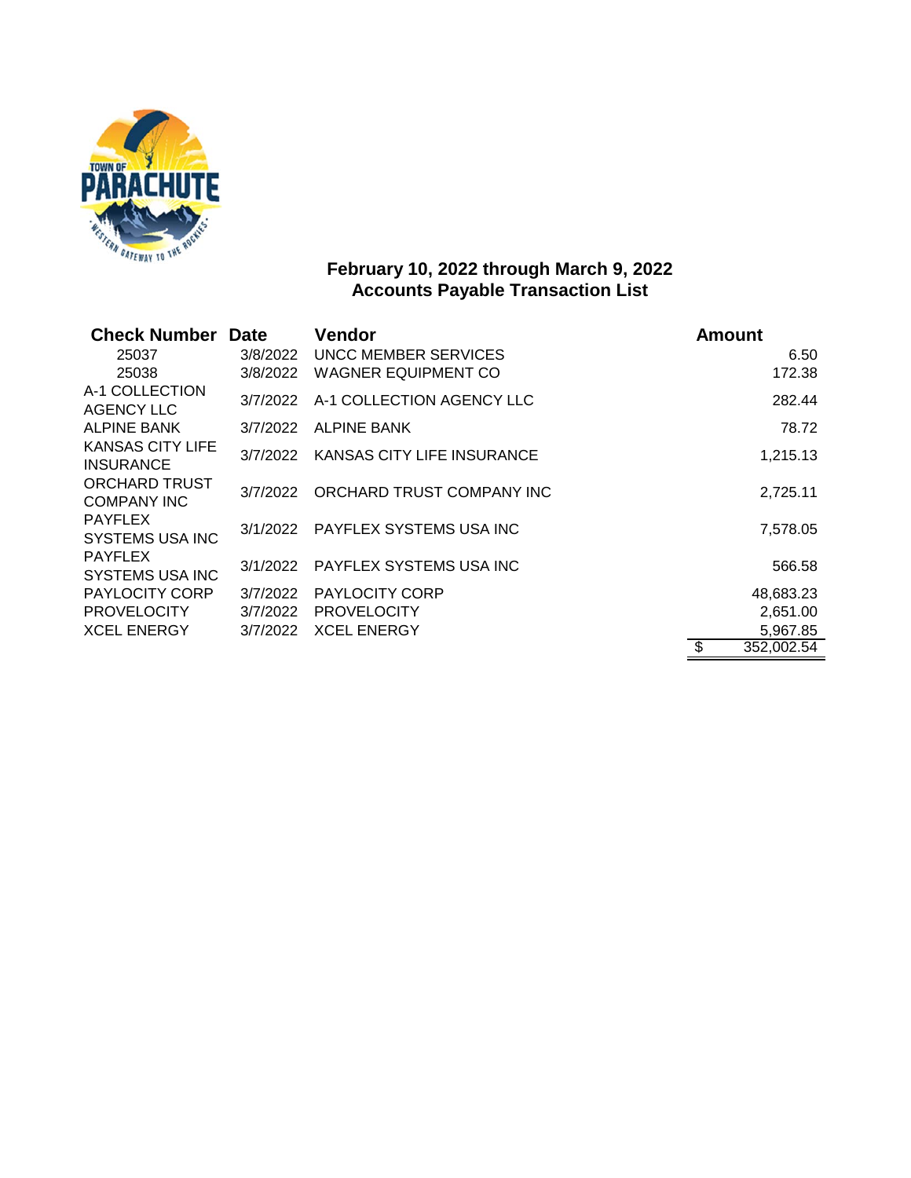## February 10, 2022 through March 9, 2022
## Accounts Payable Transaction List

| Check Number | Date | Vendor | Amount |
|---|---|---|---|
| 25037 | 3/8/2022 | UNCC MEMBER SERVICES | 6.50 |
| 25038 | 3/8/2022 | WAGNER EQUIPMENT CO | 172.38 |
| A-1 COLLECTION AGENCY LLC | 3/7/2022 | A-1 COLLECTION AGENCY LLC | 282.44 |
| ALPINE BANK | 3/7/2022 | ALPINE BANK | 78.72 |
| KANSAS CITY LIFE INSURANCE | 3/7/2022 | KANSAS CITY LIFE INSURANCE | 1,215.13 |
| ORCHARD TRUST COMPANY INC | 3/7/2022 | ORCHARD TRUST COMPANY INC | 2,725.11 |
| PAYFLEX SYSTEMS USA INC | 3/1/2022 | PAYFLEX SYSTEMS USA INC | 7,578.05 |
| PAYFLEX SYSTEMS USA INC | 3/1/2022 | PAYFLEX SYSTEMS USA INC | 566.58 |
| PAYLOCITY CORP | 3/7/2022 | PAYLOCITY CORP | 48,683.23 |
| PROVELOCITY | 3/7/2022 | PROVELOCITY | 2,651.00 |
| XCEL ENERGY | 3/7/2022 | XCEL ENERGY | 5,967.85 |
| | | | $ 352,002.54 |